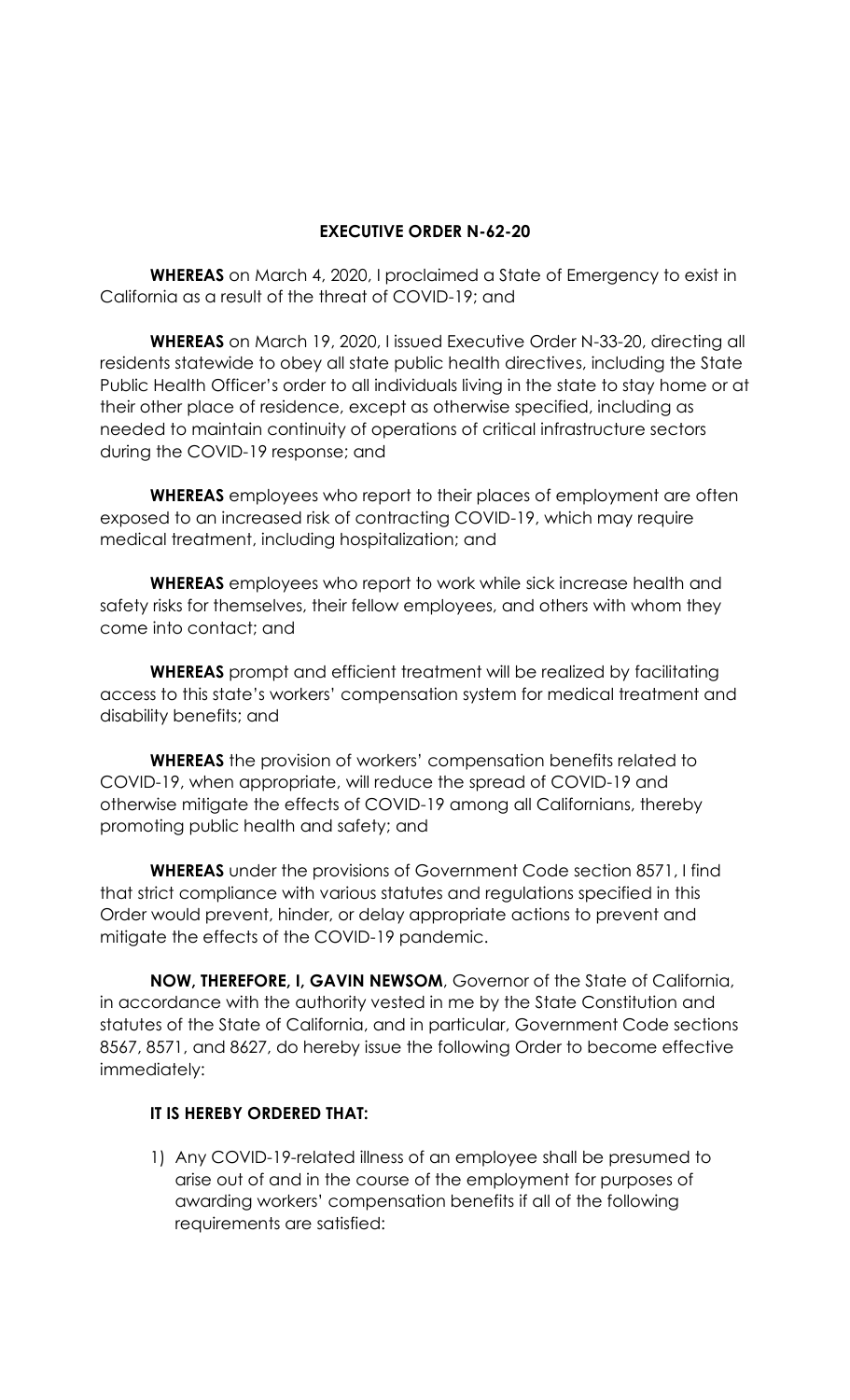# EXECUTIVE ORDER N-62-20

**WHEREAS** on March 4, 2020, I proclaimed a State of Emergency to exist in California as a result of the threat of COVID-19; and

**WHEREAS** on March 19, 2020, I issued Executive Order N-33-20, directing all residents statewide to obey all state public health directives, including the State Public Health Officer's order to all individuals living in the state to stay home or at their other place of residence, except as otherwise specified, including as needed to maintain continuity of operations of critical infrastructure sectors during the COVID-19 response; and

**WHEREAS** employees who report to their places of employment are often exposed to an increased risk of contracting COVID-19, which may require medical treatment, including hospitalization; and

**WHEREAS** employees who report to work while sick increase health and safety risks for themselves, their fellow employees, and others with whom they come into contact; and

**WHEREAS** prompt and efficient treatment will be realized by facilitating access to this state's workers' compensation system for medical treatment and disability benefits; and

**WHEREAS** the provision of workers' compensation benefits related to COVID-19, when appropriate, will reduce the spread of COVID-19 and otherwise mitigate the effects of COVID-19 among all Californians, thereby promoting public health and safety; and

**WHEREAS** under the provisions of Government Code section 8571, I find that strict compliance with various statutes and regulations specified in this Order would prevent, hinder, or delay appropriate actions to prevent and mitigate the effects of the COVID-19 pandemic.

**NOW, THEREFORE, I, GAVIN NEWSOM**, Governor of the State of California, in accordance with the authority vested in me by the State Constitution and statutes of the State of California, and in particular, Government Code sections 8567, 8571, and 8627, do hereby issue the following Order to become effective immediately:

**IT IS HEREBY ORDERED THAT:**

1) Any COVID-19-related illness of an employee shall be presumed to arise out of and in the course of the employment for purposes of awarding workers' compensation benefits if all of the following requirements are satisfied: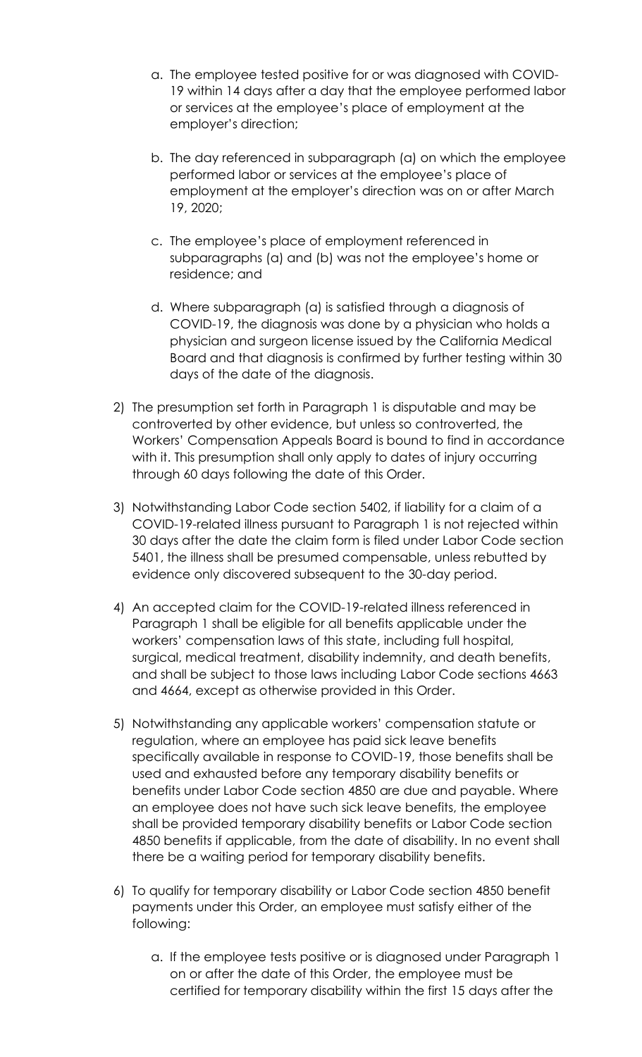a. The employee tested positive for or was diagnosed with COVID-19 within 14 days after a day that the employee performed labor or services at the employee's place of employment at the employer's direction;

   b. The day referenced in subparagraph (a) on which the employee performed labor or services at the employee's place of employment at the employer's direction was on or after March 19, 2020;

   c. The employee's place of employment referenced in subparagraphs (a) and (b) was not the employee's home or residence; and

   d. Where subparagraph (a) is satisfied through a diagnosis of COVID-19, the diagnosis was done by a physician who holds a physician and surgeon license issued by the California Medical Board and that diagnosis is confirmed by further testing within 30 days of the date of the diagnosis.

2) The presumption set forth in Paragraph 1 is disputable and may be controverted by other evidence, but unless so controverted, the Workers' Compensation Appeals Board is bound to find in accordance with it. This presumption shall only apply to dates of injury occurring through 60 days following the date of this Order.

3) Notwithstanding Labor Code section 5402, if liability for a claim of a COVID-19-related illness pursuant to Paragraph 1 is not rejected within 30 days after the date the claim form is filed under Labor Code section 5401, the illness shall be presumed compensable, unless rebutted by evidence only discovered subsequent to the 30-day period.

4) An accepted claim for the COVID-19-related illness referenced in Paragraph 1 shall be eligible for all benefits applicable under the workers' compensation laws of this state, including full hospital, surgical, medical treatment, disability indemnity, and death benefits, and shall be subject to those laws including Labor Code sections 4663 and 4664, except as otherwise provided in this Order.

5) Notwithstanding any applicable workers' compensation statute or regulation, where an employee has paid sick leave benefits specifically available in response to COVID-19, those benefits shall be used and exhausted before any temporary disability benefits or benefits under Labor Code section 4850 are due and payable. Where an employee does not have such sick leave benefits, the employee shall be provided temporary disability benefits or Labor Code section 4850 benefits if applicable, from the date of disability. In no event shall there be a waiting period for temporary disability benefits.

6) To qualify for temporary disability or Labor Code section 4850 benefit payments under this Order, an employee must satisfy either of the following:

   a. If the employee tests positive or is diagnosed under Paragraph 1 on or after the date of this Order, the employee must be certified for temporary disability within the first 15 days after the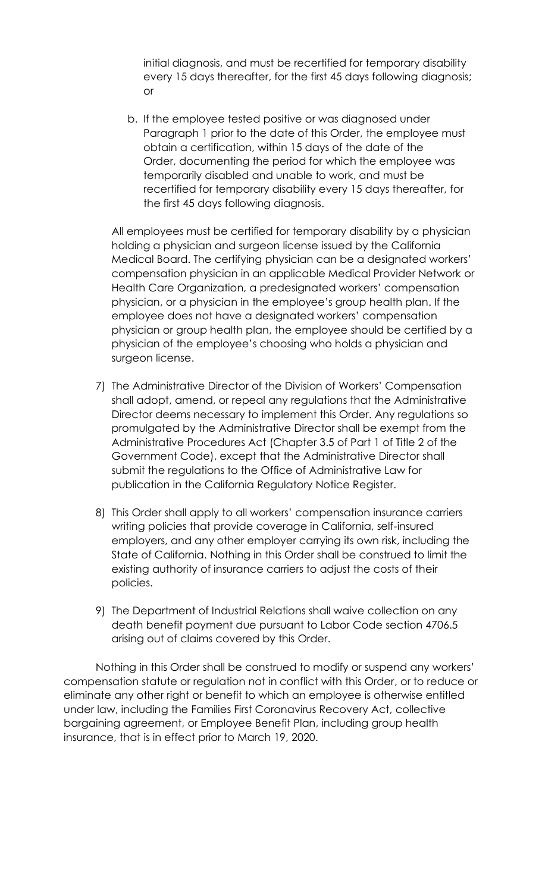initial diagnosis, and must be recertified for temporary disability every 15 days thereafter, for the first 45 days following diagnosis; or

b. If the employee tested positive or was diagnosed under Paragraph 1 prior to the date of this Order, the employee must obtain a certification, within 15 days of the date of the Order, documenting the period for which the employee was temporarily disabled and unable to work, and must be recertified for temporary disability every 15 days thereafter, for the first 45 days following diagnosis.

All employees must be certified for temporary disability by a physician holding a physician and surgeon license issued by the California Medical Board. The certifying physician can be a designated workers' compensation physician in an applicable Medical Provider Network or Health Care Organization, a predesignated workers' compensation physician, or a physician in the employee's group health plan. If the employee does not have a designated workers' compensation physician or group health plan, the employee should be certified by a physician of the employee's choosing who holds a physician and surgeon license.

7) The Administrative Director of the Division of Workers' Compensation shall adopt, amend, or repeal any regulations that the Administrative Director deems necessary to implement this Order. Any regulations so promulgated by the Administrative Director shall be exempt from the Administrative Procedures Act (Chapter 3.5 of Part 1 of Title 2 of the Government Code), except that the Administrative Director shall submit the regulations to the Office of Administrative Law for publication in the California Regulatory Notice Register.

8) This Order shall apply to all workers' compensation insurance carriers writing policies that provide coverage in California, self-insured employers, and any other employer carrying its own risk, including the State of California. Nothing in this Order shall be construed to limit the existing authority of insurance carriers to adjust the costs of their policies.

9) The Department of Industrial Relations shall waive collection on any death benefit payment due pursuant to Labor Code section 4706.5 arising out of claims covered by this Order.

Nothing in this Order shall be construed to modify or suspend any workers' compensation statute or regulation not in conflict with this Order, or to reduce or eliminate any other right or benefit to which an employee is otherwise entitled under law, including the Families First Coronavirus Recovery Act, collective bargaining agreement, or Employee Benefit Plan, including group health insurance, that is in effect prior to March 19, 2020.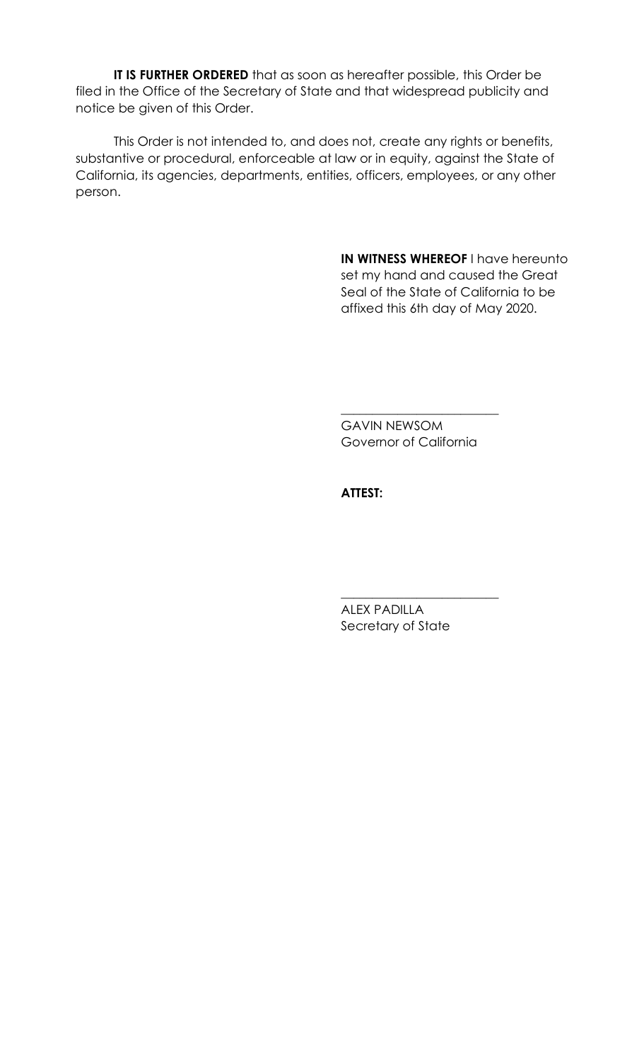**IT IS FURTHER ORDERED** that as soon as hereafter possible, this Order be filed in the Office of the Secretary of State and that widespread publicity and notice be given of this Order.

This Order is not intended to, and does not, create any rights or benefits, substantive or procedural, enforceable at law or in equity, against the State of California, its agencies, departments, entities, officers, employees, or any other person.

**IN WITNESS WHEREOF** I have hereunto set my hand and caused the Great Seal of the State of California to be affixed this 6th day of May 2020.

\_\_\_\_\_\_\_\_\_\_\_\_\_\_\_\_\_\_\_\_\_\_\_\_\_

GAVIN NEWSOM
Governor of California

**ATTEST:**

\_\_\_\_\_\_\_\_\_\_\_\_\_\_\_\_\_\_\_\_\_\_\_\_\_

ALEX PADILLA
Secretary of State